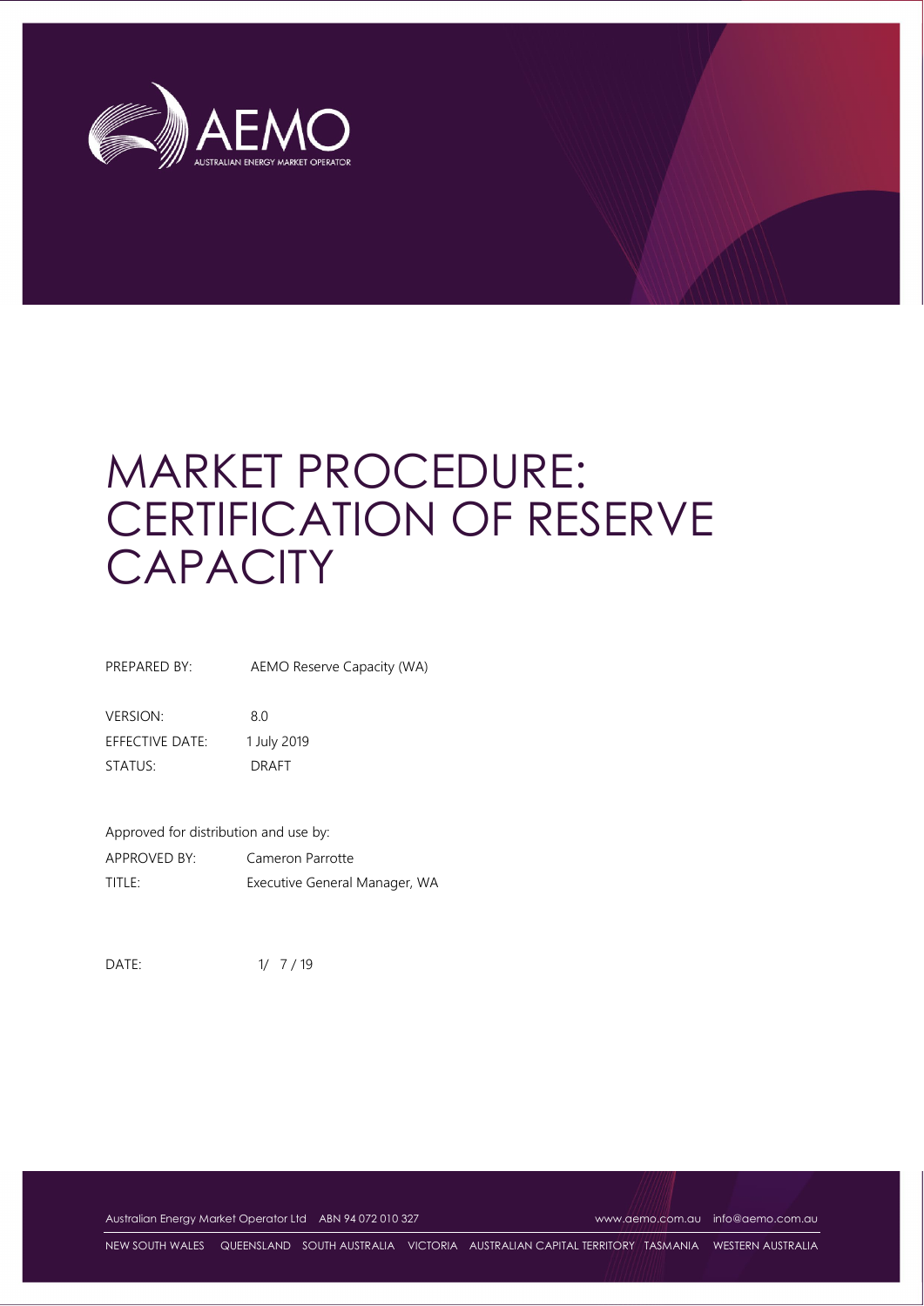# MARKET PROCEDURE: CERTIFICATION OF RESERVE CAPACITY

| | |
|---|---|
| PREPARED BY: | AEMO Reserve Capacity (WA) |
| VERSION: | 8.0 |
| EFFECTIVE DATE: | 1 July 2019 |
| STATUS: | DRAFT |

Approved for distribution and use by:

| | |
|---|---|
| APPROVED BY: | Cameron Parrotte |
| TITLE: | Executive General Manager, WA |

DATE: 1/ 7 / 19

Australian Energy Market Operator Ltd ABN 94 072 010 327 www.aemo.com.au info@aemo.com.au

NEW SOUTH WALES QUEENSLAND SOUTH AUSTRALIA VICTORIA AUSTRALIAN CAPITAL TERRITORY TASMANIA WESTERN AUSTRALIA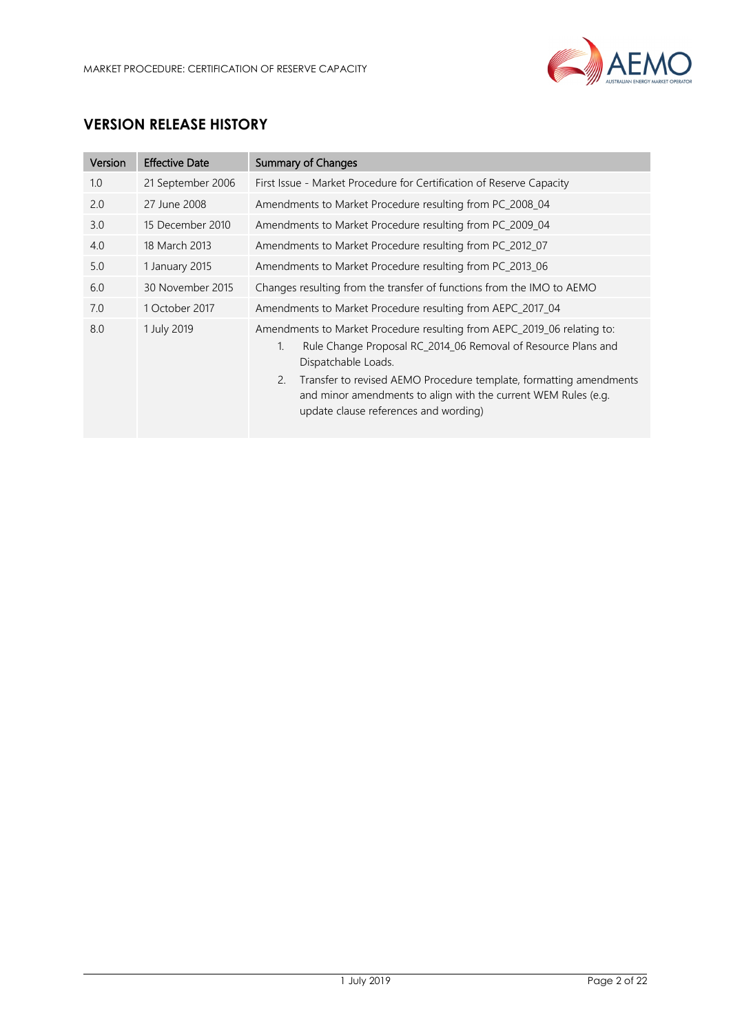## VERSION RELEASE HISTORY

| Version | Effective Date | Summary of Changes |
|---|---|---|
| 1.0 | 21 September 2006 | First Issue - Market Procedure for Certification of Reserve Capacity |
| 2.0 | 27 June 2008 | Amendments to Market Procedure resulting from PC_2008_04 |
| 3.0 | 15 December 2010 | Amendments to Market Procedure resulting from PC_2009_04 |
| 4.0 | 18 March 2013 | Amendments to Market Procedure resulting from PC_2012_07 |
| 5.0 | 1 January 2015 | Amendments to Market Procedure resulting from PC_2013_06 |
| 6.0 | 30 November 2015 | Changes resulting from the transfer of functions from the IMO to AEMO |
| 7.0 | 1 October 2017 | Amendments to Market Procedure resulting from AEPC_2017_04 |
| 8.0 | 1 July 2019 | Amendments to Market Procedure resulting from AEPC_2019_06 relating to: 1. Rule Change Proposal RC_2014_06 Removal of Resource Plans and Dispatchable Loads. 2. Transfer to revised AEMO Procedure template, formatting amendments and minor amendments to align with the current WEM Rules (e.g. update clause references and wording) |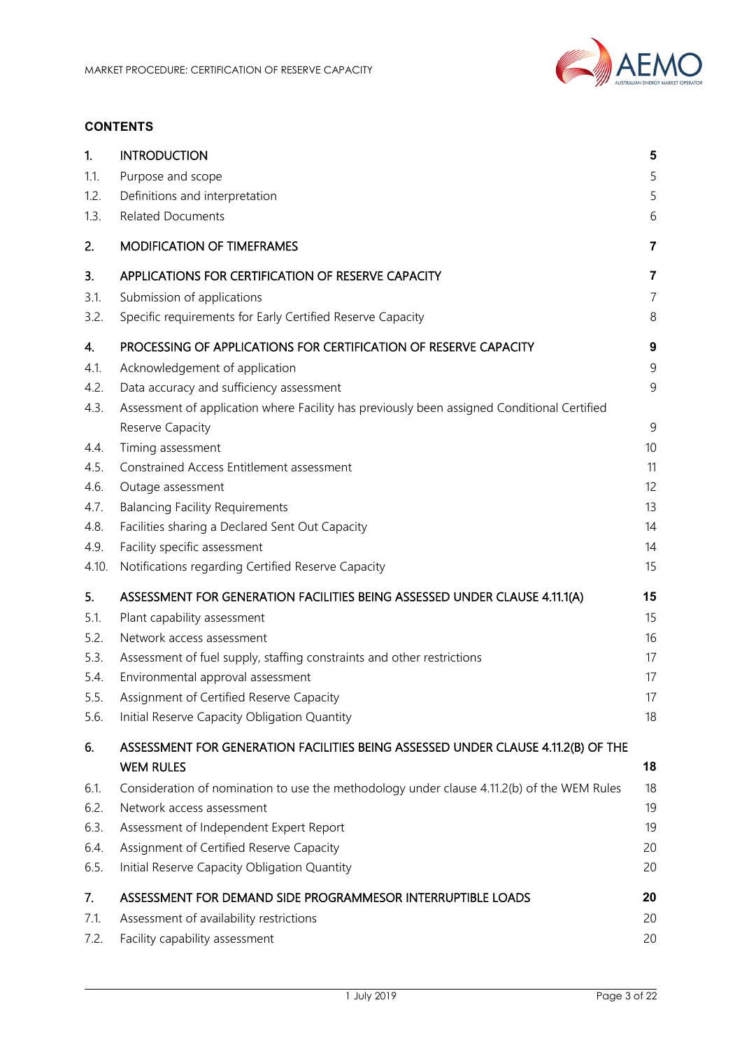**CONTENTS**

| | | |
|---|---|---|
| **1.** | **INTRODUCTION** | **5** |
| 1.1. | Purpose and scope | 5 |
| 1.2. | Definitions and interpretation | 5 |
| 1.3. | Related Documents | 6 |
| **2.** | **MODIFICATION OF TIMEFRAMES** | **7** |
| **3.** | **APPLICATIONS FOR CERTIFICATION OF RESERVE CAPACITY** | **7** |
| 3.1. | Submission of applications | 7 |
| 3.2. | Specific requirements for Early Certified Reserve Capacity | 8 |
| **4.** | **PROCESSING OF APPLICATIONS FOR CERTIFICATION OF RESERVE CAPACITY** | **9** |
| 4.1. | Acknowledgement of application | 9 |
| 4.2. | Data accuracy and sufficiency assessment | 9 |
| 4.3. | Assessment of application where Facility has previously been assigned Conditional Certified Reserve Capacity | 9 |
| 4.4. | Timing assessment | 10 |
| 4.5. | Constrained Access Entitlement assessment | 11 |
| 4.6. | Outage assessment | 12 |
| 4.7. | Balancing Facility Requirements | 13 |
| 4.8. | Facilities sharing a Declared Sent Out Capacity | 14 |
| 4.9. | Facility specific assessment | 14 |
| 4.10. | Notifications regarding Certified Reserve Capacity | 15 |
| **5.** | **ASSESSMENT FOR GENERATION FACILITIES BEING ASSESSED UNDER CLAUSE 4.11.1(A)** | **15** |
| 5.1. | Plant capability assessment | 15 |
| 5.2. | Network access assessment | 16 |
| 5.3. | Assessment of fuel supply, staffing constraints and other restrictions | 17 |
| 5.4. | Environmental approval assessment | 17 |
| 5.5. | Assignment of Certified Reserve Capacity | 17 |
| 5.6. | Initial Reserve Capacity Obligation Quantity | 18 |
| **6.** | **ASSESSMENT FOR GENERATION FACILITIES BEING ASSESSED UNDER CLAUSE 4.11.2(B) OF THE WEM RULES** | **18** |
| 6.1. | Consideration of nomination to use the methodology under clause 4.11.2(b) of the WEM Rules | 18 |
| 6.2. | Network access assessment | 19 |
| 6.3. | Assessment of Independent Expert Report | 19 |
| 6.4. | Assignment of Certified Reserve Capacity | 20 |
| 6.5. | Initial Reserve Capacity Obligation Quantity | 20 |
| **7.** | **ASSESSMENT FOR DEMAND SIDE PROGRAMMESOR INTERRUPTIBLE LOADS** | **20** |
| 7.1. | Assessment of availability restrictions | 20 |
| 7.2. | Facility capability assessment | 20 |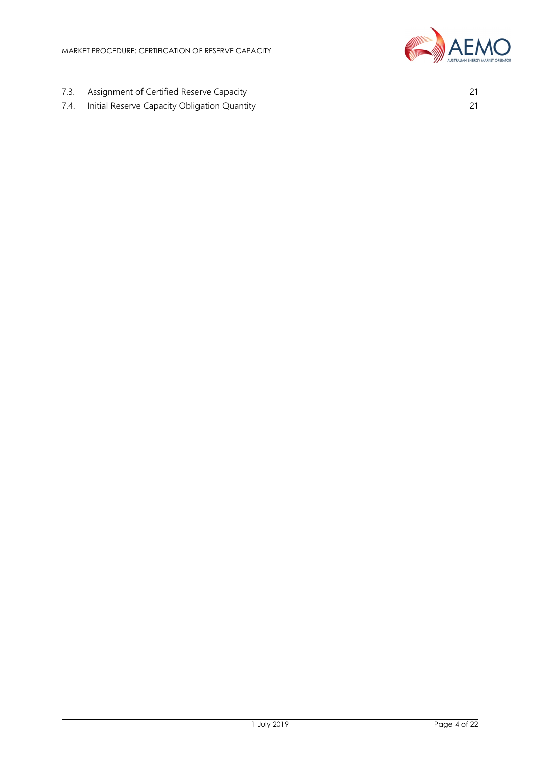7.3. Assignment of Certified Reserve Capacity 21

7.4. Initial Reserve Capacity Obligation Quantity 21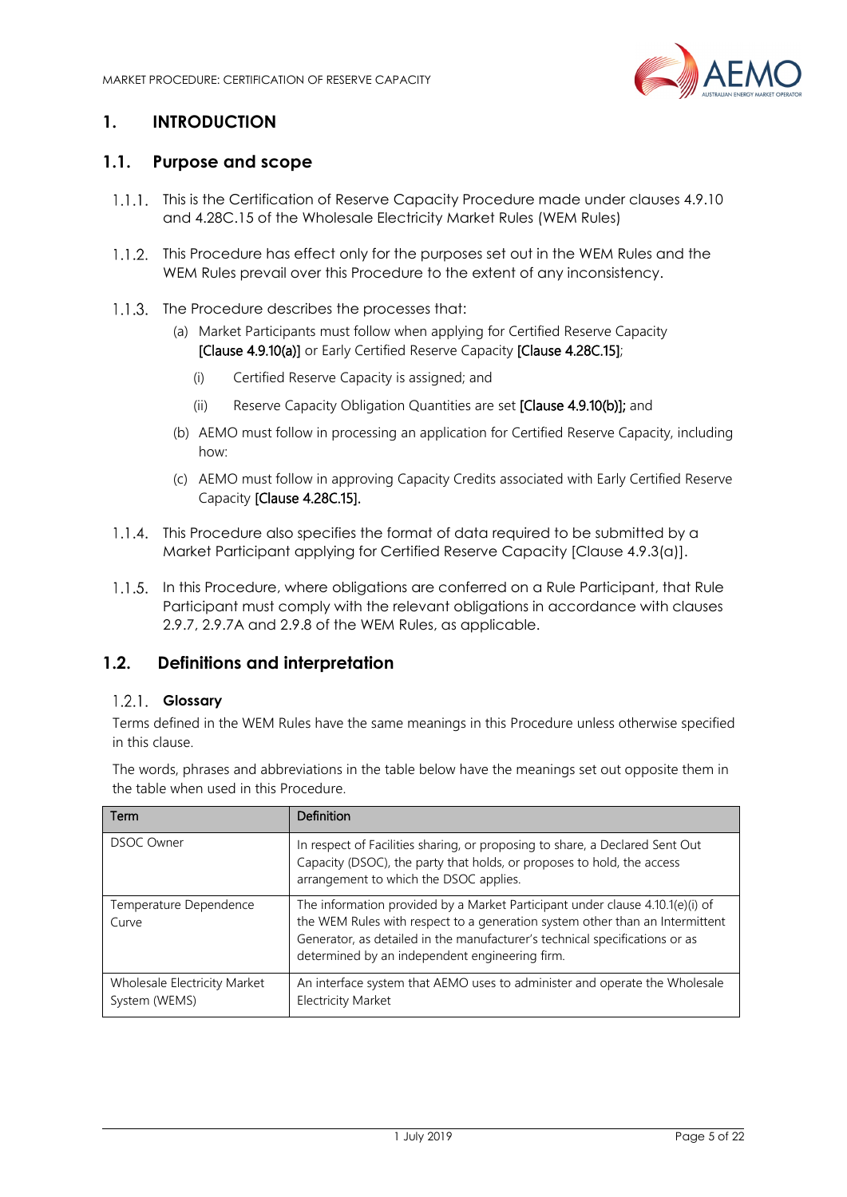# 1. INTRODUCTION

## 1.1. Purpose and scope

1.1.1. This is the Certification of Reserve Capacity Procedure made under clauses 4.9.10 and 4.28C.15 of the Wholesale Electricity Market Rules (WEM Rules)

1.1.2. This Procedure has effect only for the purposes set out in the WEM Rules and the WEM Rules prevail over this Procedure to the extent of any inconsistency.

1.1.3. The Procedure describes the processes that:

(a) Market Participants must follow when applying for Certified Reserve Capacity **[Clause 4.9.10(a)]** or Early Certified Reserve Capacity **[Clause 4.28C.15]**;

(i) Certified Reserve Capacity is assigned; and

(ii) Reserve Capacity Obligation Quantities are set **[Clause 4.9.10(b)];** and

(b) AEMO must follow in processing an application for Certified Reserve Capacity, including how:

(c) AEMO must follow in approving Capacity Credits associated with Early Certified Reserve Capacity **[Clause 4.28C.15].**

1.1.4. This Procedure also specifies the format of data required to be submitted by a Market Participant applying for Certified Reserve Capacity [Clause 4.9.3(a)].

1.1.5. In this Procedure, where obligations are conferred on a Rule Participant, that Rule Participant must comply with the relevant obligations in accordance with clauses 2.9.7, 2.9.7A and 2.9.8 of the WEM Rules, as applicable.

## 1.2. Definitions and interpretation

### 1.2.1. Glossary

Terms defined in the WEM Rules have the same meanings in this Procedure unless otherwise specified in this clause.

The words, phrases and abbreviations in the table below have the meanings set out opposite them in the table when used in this Procedure.

| Term | Definition |
|---|---|
| DSOC Owner | In respect of Facilities sharing, or proposing to share, a Declared Sent Out Capacity (DSOC), the party that holds, or proposes to hold, the access arrangement to which the DSOC applies. |
| Temperature Dependence Curve | The information provided by a Market Participant under clause 4.10.1(e)(i) of the WEM Rules with respect to a generation system other than an Intermittent Generator, as detailed in the manufacturer's technical specifications or as determined by an independent engineering firm. |
| Wholesale Electricity Market System (WEMS) | An interface system that AEMO uses to administer and operate the Wholesale Electricity Market |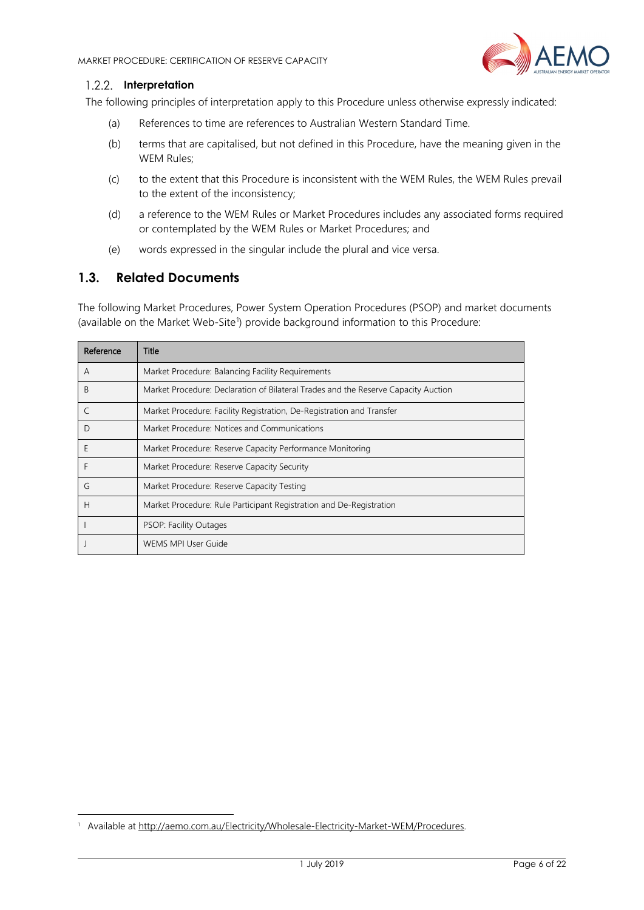### 1.2.2. Interpretation

The following principles of interpretation apply to this Procedure unless otherwise expressly indicated:

(a) References to time are references to Australian Western Standard Time.

(b) terms that are capitalised, but not defined in this Procedure, have the meaning given in the WEM Rules;

(c) to the extent that this Procedure is inconsistent with the WEM Rules, the WEM Rules prevail to the extent of the inconsistency;

(d) a reference to the WEM Rules or Market Procedures includes any associated forms required or contemplated by the WEM Rules or Market Procedures; and

(e) words expressed in the singular include the plural and vice versa.

## 1.3. Related Documents

The following Market Procedures, Power System Operation Procedures (PSOP) and market documents (available on the Market Web-Site[1]) provide background information to this Procedure:

| Reference | Title |
|---|---|
| A | Market Procedure: Balancing Facility Requirements |
| B | Market Procedure: Declaration of Bilateral Trades and the Reserve Capacity Auction |
| C | Market Procedure: Facility Registration, De-Registration and Transfer |
| D | Market Procedure: Notices and Communications |
| E | Market Procedure: Reserve Capacity Performance Monitoring |
| F | Market Procedure: Reserve Capacity Security |
| G | Market Procedure: Reserve Capacity Testing |
| H | Market Procedure: Rule Participant Registration and De-Registration |
| I | PSOP: Facility Outages |
| J | WEMS MPI User Guide |

[1] Available at http://aemo.com.au/Electricity/Wholesale-Electricity-Market-WEM/Procedures.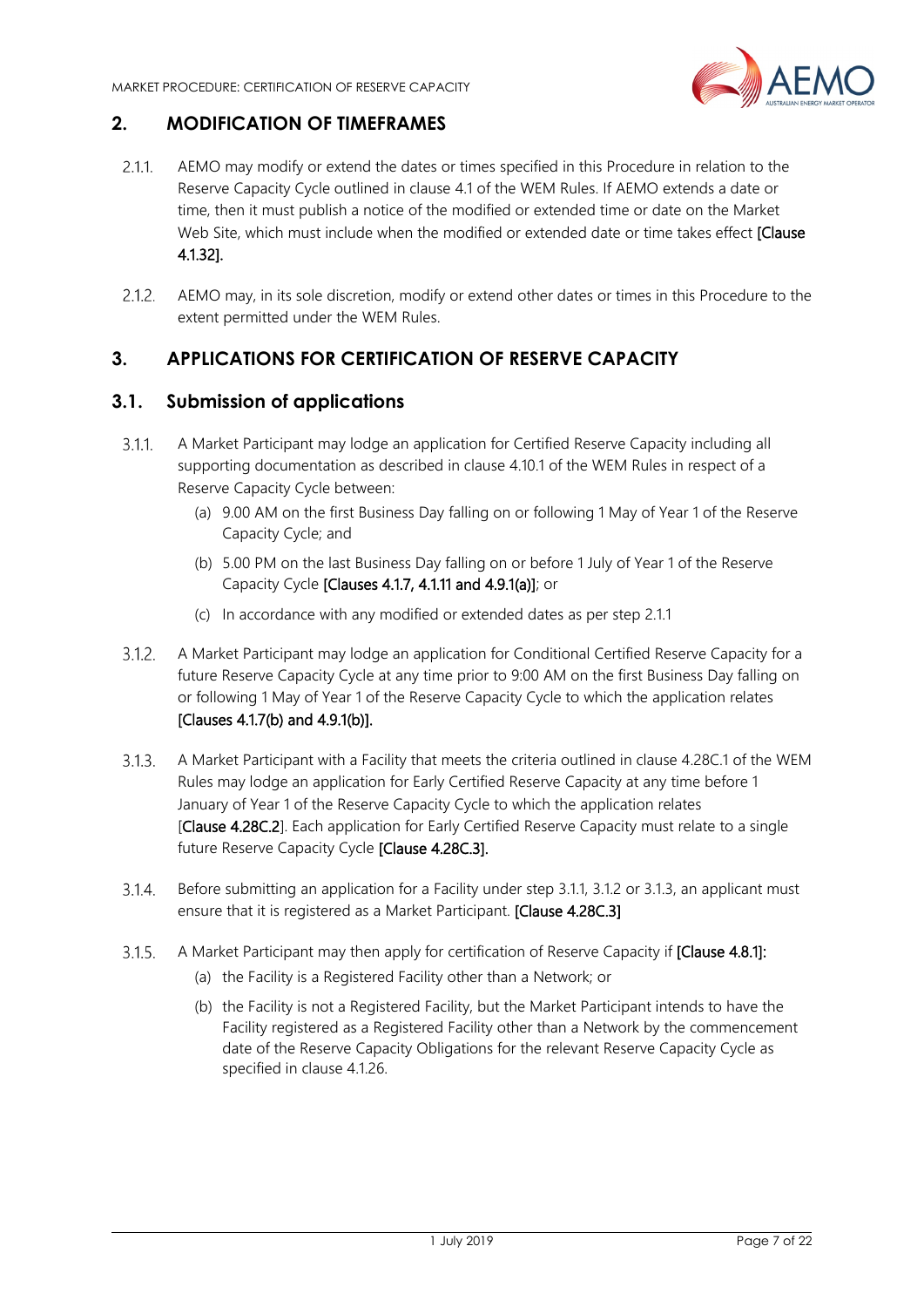## 2. MODIFICATION OF TIMEFRAMES

2.1.1. AEMO may modify or extend the dates or times specified in this Procedure in relation to the Reserve Capacity Cycle outlined in clause 4.1 of the WEM Rules. If AEMO extends a date or time, then it must publish a notice of the modified or extended time or date on the Market Web Site, which must include when the modified or extended date or time takes effect [Clause 4.1.32].

2.1.2. AEMO may, in its sole discretion, modify or extend other dates or times in this Procedure to the extent permitted under the WEM Rules.

## 3. APPLICATIONS FOR CERTIFICATION OF RESERVE CAPACITY

### 3.1. Submission of applications

3.1.1. A Market Participant may lodge an application for Certified Reserve Capacity including all supporting documentation as described in clause 4.10.1 of the WEM Rules in respect of a Reserve Capacity Cycle between:

(a) 9.00 AM on the first Business Day falling on or following 1 May of Year 1 of the Reserve Capacity Cycle; and

(b) 5.00 PM on the last Business Day falling on or before 1 July of Year 1 of the Reserve Capacity Cycle [Clauses 4.1.7, 4.1.11 and 4.9.1(a)]; or

(c) In accordance with any modified or extended dates as per step 2.1.1

3.1.2. A Market Participant may lodge an application for Conditional Certified Reserve Capacity for a future Reserve Capacity Cycle at any time prior to 9:00 AM on the first Business Day falling on or following 1 May of Year 1 of the Reserve Capacity Cycle to which the application relates [Clauses 4.1.7(b) and 4.9.1(b)].

3.1.3. A Market Participant with a Facility that meets the criteria outlined in clause 4.28C.1 of the WEM Rules may lodge an application for Early Certified Reserve Capacity at any time before 1 January of Year 1 of the Reserve Capacity Cycle to which the application relates [Clause 4.28C.2]. Each application for Early Certified Reserve Capacity must relate to a single future Reserve Capacity Cycle [Clause 4.28C.3].

3.1.4. Before submitting an application for a Facility under step 3.1.1, 3.1.2 or 3.1.3, an applicant must ensure that it is registered as a Market Participant. [Clause 4.28C.3]

3.1.5. A Market Participant may then apply for certification of Reserve Capacity if [Clause 4.8.1]:

(a) the Facility is a Registered Facility other than a Network; or

(b) the Facility is not a Registered Facility, but the Market Participant intends to have the Facility registered as a Registered Facility other than a Network by the commencement date of the Reserve Capacity Obligations for the relevant Reserve Capacity Cycle as specified in clause 4.1.26.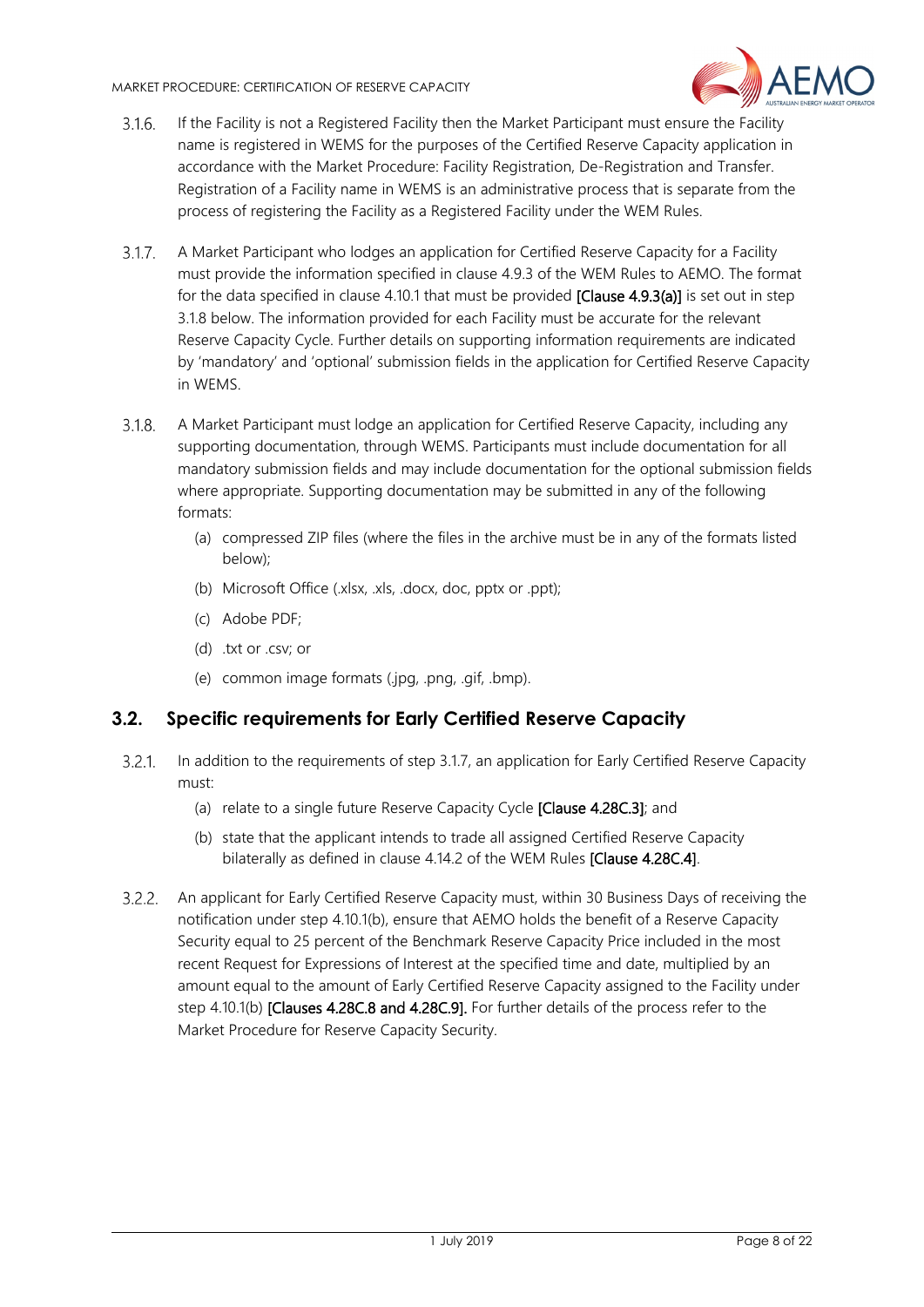3.1.6. If the Facility is not a Registered Facility then the Market Participant must ensure the Facility name is registered in WEMS for the purposes of the Certified Reserve Capacity application in accordance with the Market Procedure: Facility Registration, De-Registration and Transfer. Registration of a Facility name in WEMS is an administrative process that is separate from the process of registering the Facility as a Registered Facility under the WEM Rules.

3.1.7. A Market Participant who lodges an application for Certified Reserve Capacity for a Facility must provide the information specified in clause 4.9.3 of the WEM Rules to AEMO. The format for the data specified in clause 4.10.1 that must be provided **[Clause 4.9.3(a)]** is set out in step 3.1.8 below. The information provided for each Facility must be accurate for the relevant Reserve Capacity Cycle. Further details on supporting information requirements are indicated by 'mandatory' and 'optional' submission fields in the application for Certified Reserve Capacity in WEMS.

3.1.8. A Market Participant must lodge an application for Certified Reserve Capacity, including any supporting documentation, through WEMS. Participants must include documentation for all mandatory submission fields and may include documentation for the optional submission fields where appropriate. Supporting documentation may be submitted in any of the following formats:

(a) compressed ZIP files (where the files in the archive must be in any of the formats listed below);

(b) Microsoft Office (.xlsx, .xls, .docx, doc, pptx or .ppt);

(c) Adobe PDF;

(d) .txt or .csv; or

(e) common image formats (.jpg, .png, .gif, .bmp).

## 3.2. Specific requirements for Early Certified Reserve Capacity

3.2.1. In addition to the requirements of step 3.1.7, an application for Early Certified Reserve Capacity must:

(a) relate to a single future Reserve Capacity Cycle **[Clause 4.28C.3]**; and

(b) state that the applicant intends to trade all assigned Certified Reserve Capacity bilaterally as defined in clause 4.14.2 of the WEM Rules **[Clause 4.28C.4]**.

3.2.2. An applicant for Early Certified Reserve Capacity must, within 30 Business Days of receiving the notification under step 4.10.1(b), ensure that AEMO holds the benefit of a Reserve Capacity Security equal to 25 percent of the Benchmark Reserve Capacity Price included in the most recent Request for Expressions of Interest at the specified time and date, multiplied by an amount equal to the amount of Early Certified Reserve Capacity assigned to the Facility under step 4.10.1(b) **[Clauses 4.28C.8 and 4.28C.9].** For further details of the process refer to the Market Procedure for Reserve Capacity Security.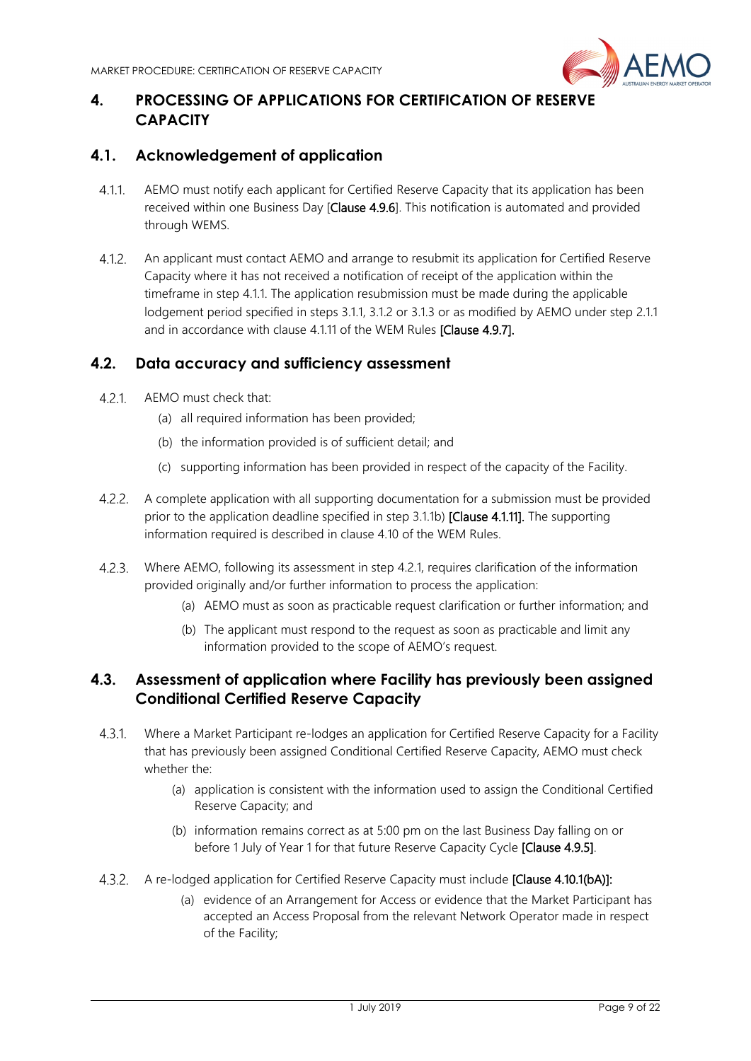## 4. PROCESSING OF APPLICATIONS FOR CERTIFICATION OF RESERVE CAPACITY

### 4.1. Acknowledgement of application

4.1.1. AEMO must notify each applicant for Certified Reserve Capacity that its application has been received within one Business Day [Clause 4.9.6]. This notification is automated and provided through WEMS.

4.1.2. An applicant must contact AEMO and arrange to resubmit its application for Certified Reserve Capacity where it has not received a notification of receipt of the application within the timeframe in step 4.1.1. The application resubmission must be made during the applicable lodgement period specified in steps 3.1.1, 3.1.2 or 3.1.3 or as modified by AEMO under step 2.1.1 and in accordance with clause 4.1.11 of the WEM Rules [Clause 4.9.7].

### 4.2. Data accuracy and sufficiency assessment

4.2.1. AEMO must check that:

(a) all required information has been provided;

(b) the information provided is of sufficient detail; and

(c) supporting information has been provided in respect of the capacity of the Facility.

4.2.2. A complete application with all supporting documentation for a submission must be provided prior to the application deadline specified in step 3.1.1b) [Clause 4.1.11]. The supporting information required is described in clause 4.10 of the WEM Rules.

4.2.3. Where AEMO, following its assessment in step 4.2.1, requires clarification of the information provided originally and/or further information to process the application:

(a) AEMO must as soon as practicable request clarification or further information; and

(b) The applicant must respond to the request as soon as practicable and limit any information provided to the scope of AEMO's request.

### 4.3. Assessment of application where Facility has previously been assigned Conditional Certified Reserve Capacity

4.3.1. Where a Market Participant re-lodges an application for Certified Reserve Capacity for a Facility that has previously been assigned Conditional Certified Reserve Capacity, AEMO must check whether the:

(a) application is consistent with the information used to assign the Conditional Certified Reserve Capacity; and

(b) information remains correct as at 5:00 pm on the last Business Day falling on or before 1 July of Year 1 for that future Reserve Capacity Cycle [Clause 4.9.5].

4.3.2. A re-lodged application for Certified Reserve Capacity must include [Clause 4.10.1(bA)]:

(a) evidence of an Arrangement for Access or evidence that the Market Participant has accepted an Access Proposal from the relevant Network Operator made in respect of the Facility;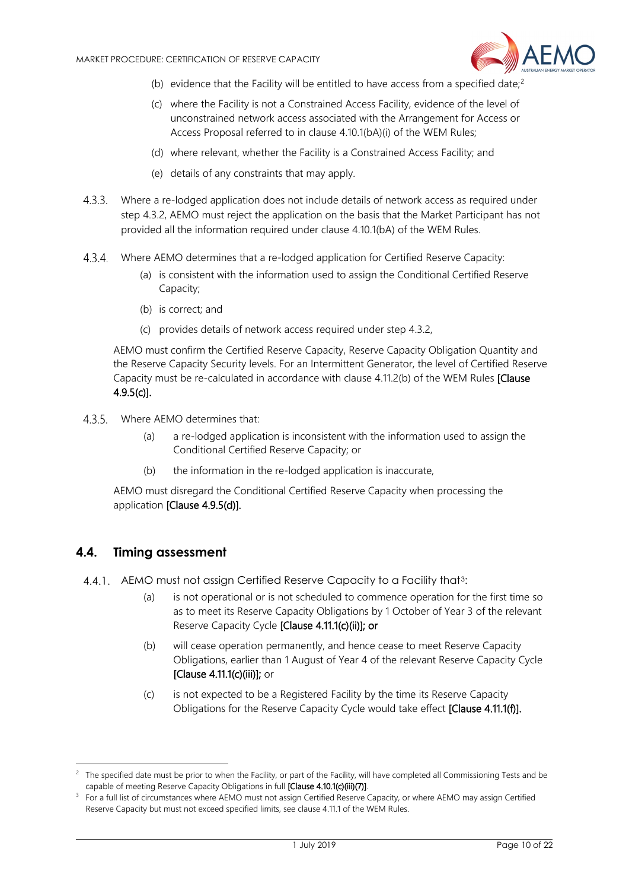(b) evidence that the Facility will be entitled to have access from a specified date;[2]

(c) where the Facility is not a Constrained Access Facility, evidence of the level of unconstrained network access associated with the Arrangement for Access or Access Proposal referred to in clause 4.10.1(bA)(i) of the WEM Rules;

(d) where relevant, whether the Facility is a Constrained Access Facility; and

(e) details of any constraints that may apply.

4.3.3. Where a re-lodged application does not include details of network access as required under step 4.3.2, AEMO must reject the application on the basis that the Market Participant has not provided all the information required under clause 4.10.1(bA) of the WEM Rules.

4.3.4. Where AEMO determines that a re-lodged application for Certified Reserve Capacity:

(a) is consistent with the information used to assign the Conditional Certified Reserve Capacity;

(b) is correct; and

(c) provides details of network access required under step 4.3.2,

AEMO must confirm the Certified Reserve Capacity, Reserve Capacity Obligation Quantity and the Reserve Capacity Security levels. For an Intermittent Generator, the level of Certified Reserve Capacity must be re-calculated in accordance with clause 4.11.2(b) of the WEM Rules **[Clause 4.9.5(c)].**

4.3.5. Where AEMO determines that:

(a) a re-lodged application is inconsistent with the information used to assign the Conditional Certified Reserve Capacity; or

(b) the information in the re-lodged application is inaccurate,

AEMO must disregard the Conditional Certified Reserve Capacity when processing the application **[Clause 4.9.5(d)].**

## 4.4. Timing assessment

4.4.1. AEMO must not assign Certified Reserve Capacity to a Facility that[3]:

(a) is not operational or is not scheduled to commence operation for the first time so as to meet its Reserve Capacity Obligations by 1 October of Year 3 of the relevant Reserve Capacity Cycle **[Clause 4.11.1(c)(ii)]; or**

(b) will cease operation permanently, and hence cease to meet Reserve Capacity Obligations, earlier than 1 August of Year 4 of the relevant Reserve Capacity Cycle **[Clause 4.11.1(c)(iii)];** or

(c) is not expected to be a Registered Facility by the time its Reserve Capacity Obligations for the Reserve Capacity Cycle would take effect **[Clause 4.11.1(f)].**

---

[2] The specified date must be prior to when the Facility, or part of the Facility, will have completed all Commissioning Tests and be capable of meeting Reserve Capacity Obligations in full **[Clause 4.10.1(c)(iii)(7)]**.

[3] For a full list of circumstances where AEMO must not assign Certified Reserve Capacity, or where AEMO may assign Certified Reserve Capacity but must not exceed specified limits, see clause 4.11.1 of the WEM Rules.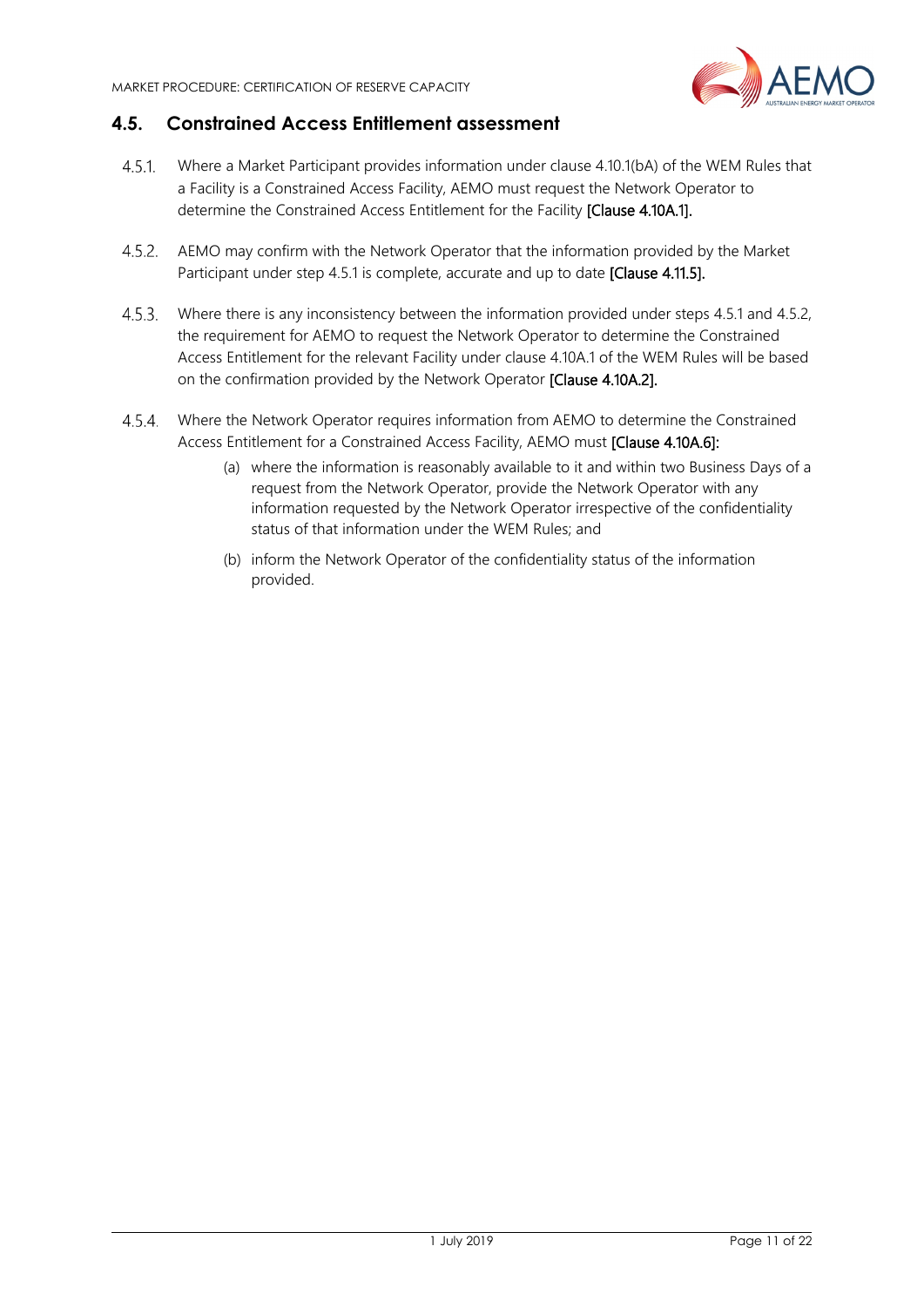## 4.5. Constrained Access Entitlement assessment

4.5.1. Where a Market Participant provides information under clause 4.10.1(bA) of the WEM Rules that a Facility is a Constrained Access Facility, AEMO must request the Network Operator to determine the Constrained Access Entitlement for the Facility **[Clause 4.10A.1].**

4.5.2. AEMO may confirm with the Network Operator that the information provided by the Market Participant under step 4.5.1 is complete, accurate and up to date **[Clause 4.11.5].**

4.5.3. Where there is any inconsistency between the information provided under steps 4.5.1 and 4.5.2, the requirement for AEMO to request the Network Operator to determine the Constrained Access Entitlement for the relevant Facility under clause 4.10A.1 of the WEM Rules will be based on the confirmation provided by the Network Operator **[Clause 4.10A.2].**

4.5.4. Where the Network Operator requires information from AEMO to determine the Constrained Access Entitlement for a Constrained Access Facility, AEMO must **[Clause 4.10A.6]:**

(a) where the information is reasonably available to it and within two Business Days of a request from the Network Operator, provide the Network Operator with any information requested by the Network Operator irrespective of the confidentiality status of that information under the WEM Rules; and

(b) inform the Network Operator of the confidentiality status of the information provided.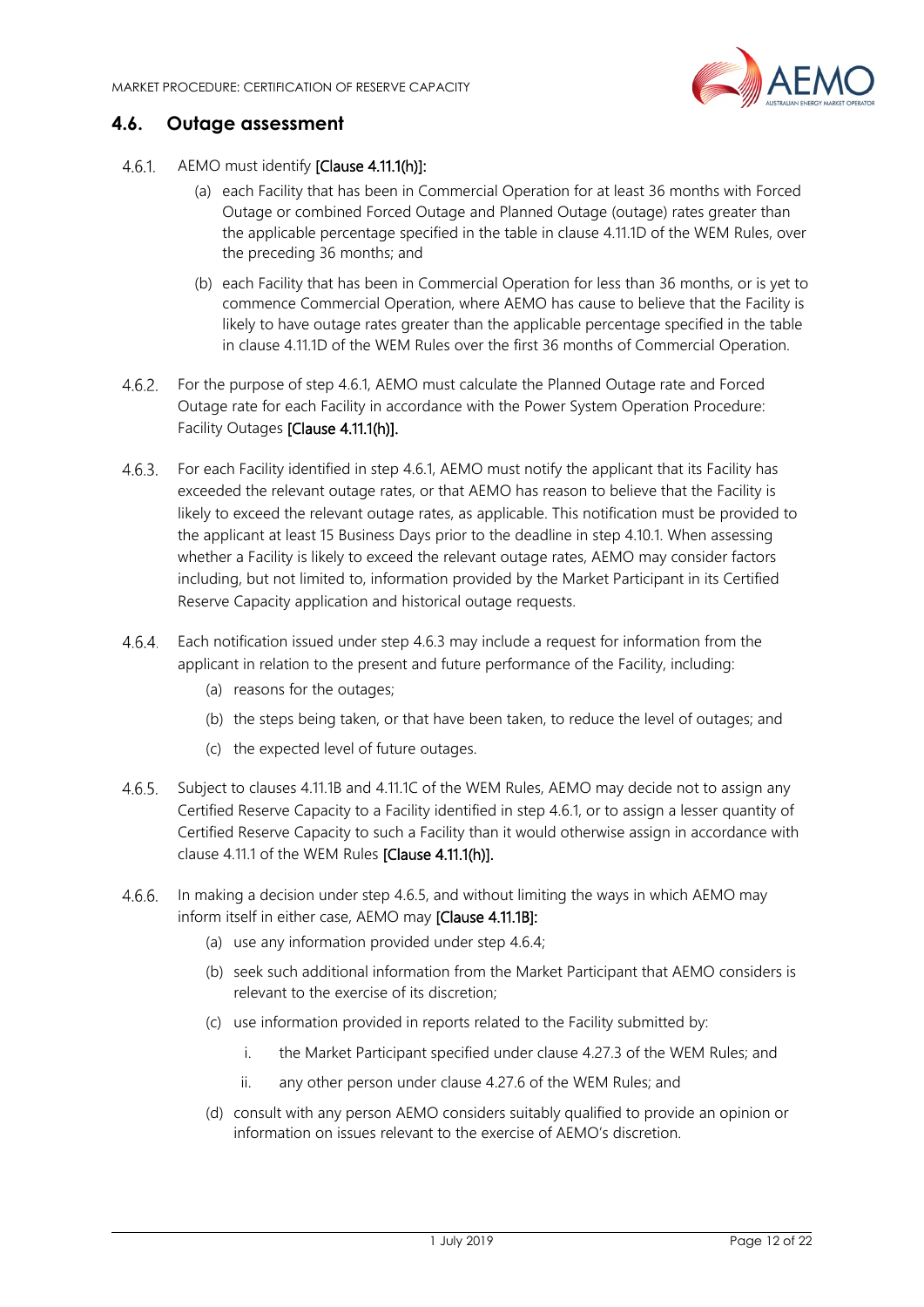## 4.6. Outage assessment

4.6.1. AEMO must identify **[Clause 4.11.1(h)]:**

(a) each Facility that has been in Commercial Operation for at least 36 months with Forced Outage or combined Forced Outage and Planned Outage (outage) rates greater than the applicable percentage specified in the table in clause 4.11.1D of the WEM Rules, over the preceding 36 months; and

(b) each Facility that has been in Commercial Operation for less than 36 months, or is yet to commence Commercial Operation, where AEMO has cause to believe that the Facility is likely to have outage rates greater than the applicable percentage specified in the table in clause 4.11.1D of the WEM Rules over the first 36 months of Commercial Operation.

4.6.2. For the purpose of step 4.6.1, AEMO must calculate the Planned Outage rate and Forced Outage rate for each Facility in accordance with the Power System Operation Procedure: Facility Outages **[Clause 4.11.1(h)].**

4.6.3. For each Facility identified in step 4.6.1, AEMO must notify the applicant that its Facility has exceeded the relevant outage rates, or that AEMO has reason to believe that the Facility is likely to exceed the relevant outage rates, as applicable. This notification must be provided to the applicant at least 15 Business Days prior to the deadline in step 4.10.1. When assessing whether a Facility is likely to exceed the relevant outage rates, AEMO may consider factors including, but not limited to, information provided by the Market Participant in its Certified Reserve Capacity application and historical outage requests.

4.6.4. Each notification issued under step 4.6.3 may include a request for information from the applicant in relation to the present and future performance of the Facility, including:

(a) reasons for the outages;

(b) the steps being taken, or that have been taken, to reduce the level of outages; and

(c) the expected level of future outages.

4.6.5. Subject to clauses 4.11.1B and 4.11.1C of the WEM Rules, AEMO may decide not to assign any Certified Reserve Capacity to a Facility identified in step 4.6.1, or to assign a lesser quantity of Certified Reserve Capacity to such a Facility than it would otherwise assign in accordance with clause 4.11.1 of the WEM Rules **[Clause 4.11.1(h)].**

4.6.6. In making a decision under step 4.6.5, and without limiting the ways in which AEMO may inform itself in either case, AEMO may **[Clause 4.11.1B]:**

(a) use any information provided under step 4.6.4;

(b) seek such additional information from the Market Participant that AEMO considers is relevant to the exercise of its discretion;

(c) use information provided in reports related to the Facility submitted by:

i. the Market Participant specified under clause 4.27.3 of the WEM Rules; and

ii. any other person under clause 4.27.6 of the WEM Rules; and

(d) consult with any person AEMO considers suitably qualified to provide an opinion or information on issues relevant to the exercise of AEMO's discretion.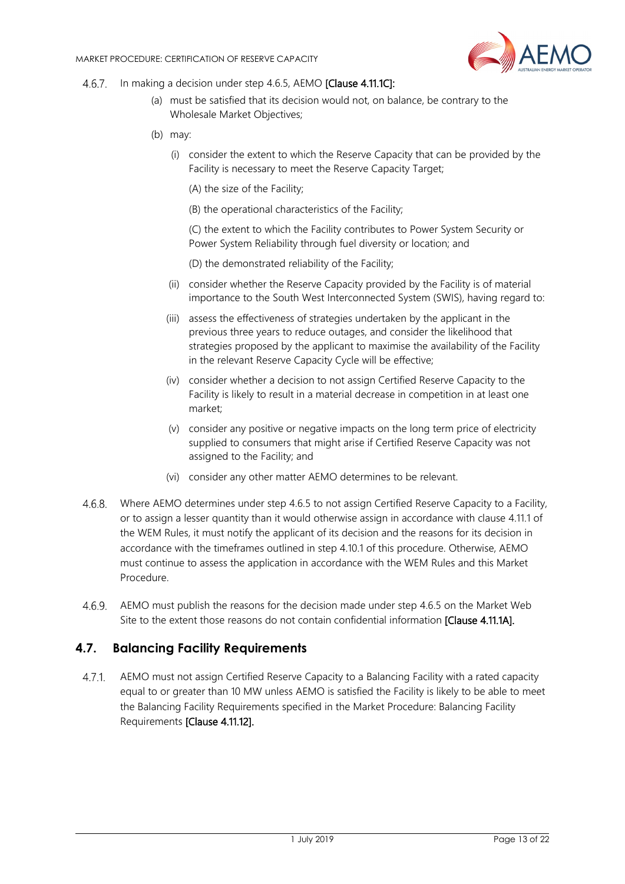4.6.7. In making a decision under step 4.6.5, AEMO **[Clause 4.11.1C]:**

(a) must be satisfied that its decision would not, on balance, be contrary to the Wholesale Market Objectives;

(b) may:

(i) consider the extent to which the Reserve Capacity that can be provided by the Facility is necessary to meet the Reserve Capacity Target;

(A) the size of the Facility;

(B) the operational characteristics of the Facility;

(C) the extent to which the Facility contributes to Power System Security or Power System Reliability through fuel diversity or location; and

(D) the demonstrated reliability of the Facility;

(ii) consider whether the Reserve Capacity provided by the Facility is of material importance to the South West Interconnected System (SWIS), having regard to:

(iii) assess the effectiveness of strategies undertaken by the applicant in the previous three years to reduce outages, and consider the likelihood that strategies proposed by the applicant to maximise the availability of the Facility in the relevant Reserve Capacity Cycle will be effective;

(iv) consider whether a decision to not assign Certified Reserve Capacity to the Facility is likely to result in a material decrease in competition in at least one market;

(v) consider any positive or negative impacts on the long term price of electricity supplied to consumers that might arise if Certified Reserve Capacity was not assigned to the Facility; and

(vi) consider any other matter AEMO determines to be relevant.

4.6.8. Where AEMO determines under step 4.6.5 to not assign Certified Reserve Capacity to a Facility, or to assign a lesser quantity than it would otherwise assign in accordance with clause 4.11.1 of the WEM Rules, it must notify the applicant of its decision and the reasons for its decision in accordance with the timeframes outlined in step 4.10.1 of this procedure. Otherwise, AEMO must continue to assess the application in accordance with the WEM Rules and this Market Procedure.

4.6.9. AEMO must publish the reasons for the decision made under step 4.6.5 on the Market Web Site to the extent those reasons do not contain confidential information **[Clause 4.11.1A].**

## 4.7. Balancing Facility Requirements

4.7.1. AEMO must not assign Certified Reserve Capacity to a Balancing Facility with a rated capacity equal to or greater than 10 MW unless AEMO is satisfied the Facility is likely to be able to meet the Balancing Facility Requirements specified in the Market Procedure: Balancing Facility Requirements **[Clause 4.11.12].**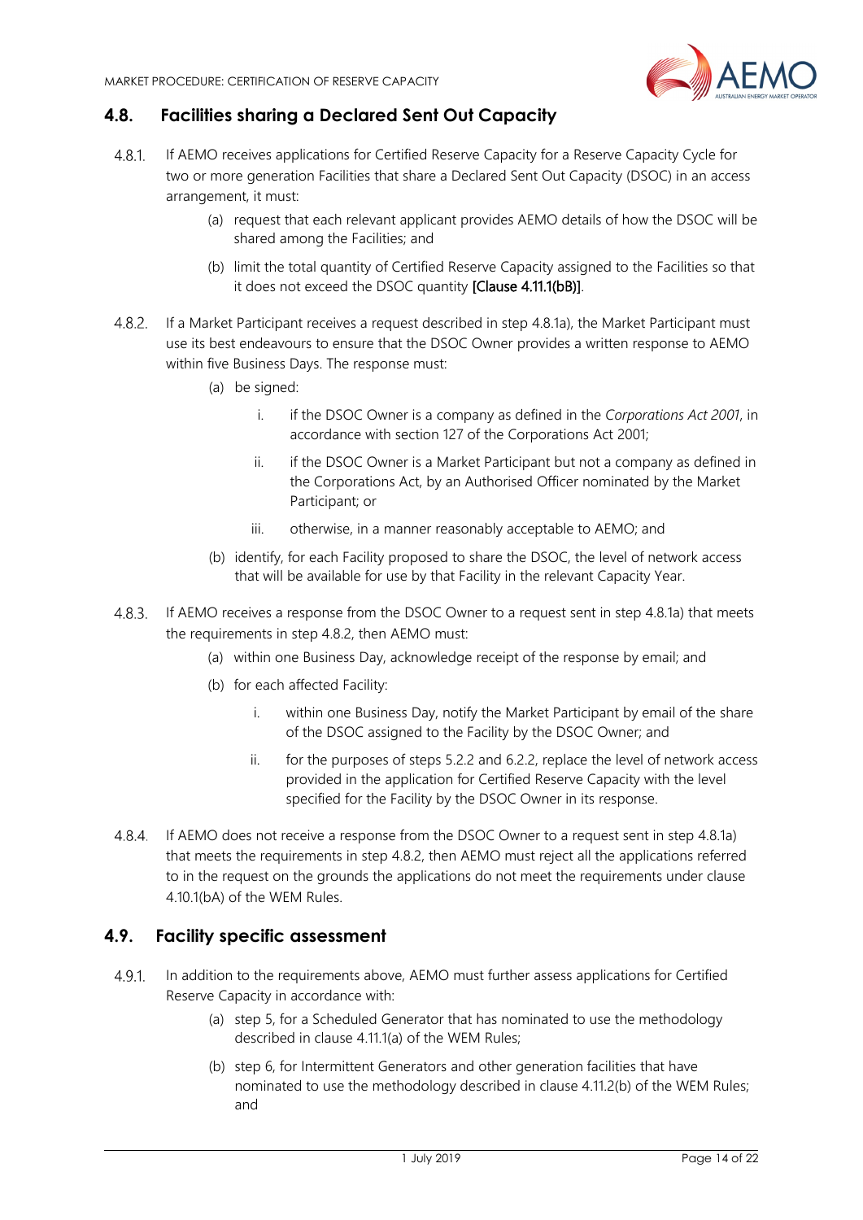## 4.8. Facilities sharing a Declared Sent Out Capacity

4.8.1. If AEMO receives applications for Certified Reserve Capacity for a Reserve Capacity Cycle for two or more generation Facilities that share a Declared Sent Out Capacity (DSOC) in an access arrangement, it must:

(a) request that each relevant applicant provides AEMO details of how the DSOC will be shared among the Facilities; and

(b) limit the total quantity of Certified Reserve Capacity assigned to the Facilities so that it does not exceed the DSOC quantity **[Clause 4.11.1(bB)]**.

4.8.2. If a Market Participant receives a request described in step 4.8.1a), the Market Participant must use its best endeavours to ensure that the DSOC Owner provides a written response to AEMO within five Business Days. The response must:

(a) be signed:

i. if the DSOC Owner is a company as defined in the *Corporations Act 2001*, in accordance with section 127 of the Corporations Act 2001;

ii. if the DSOC Owner is a Market Participant but not a company as defined in the Corporations Act, by an Authorised Officer nominated by the Market Participant; or

iii. otherwise, in a manner reasonably acceptable to AEMO; and

(b) identify, for each Facility proposed to share the DSOC, the level of network access that will be available for use by that Facility in the relevant Capacity Year.

4.8.3. If AEMO receives a response from the DSOC Owner to a request sent in step 4.8.1a) that meets the requirements in step 4.8.2, then AEMO must:

(a) within one Business Day, acknowledge receipt of the response by email; and

(b) for each affected Facility:

i. within one Business Day, notify the Market Participant by email of the share of the DSOC assigned to the Facility by the DSOC Owner; and

ii. for the purposes of steps 5.2.2 and 6.2.2, replace the level of network access provided in the application for Certified Reserve Capacity with the level specified for the Facility by the DSOC Owner in its response.

4.8.4. If AEMO does not receive a response from the DSOC Owner to a request sent in step 4.8.1a) that meets the requirements in step 4.8.2, then AEMO must reject all the applications referred to in the request on the grounds the applications do not meet the requirements under clause 4.10.1(bA) of the WEM Rules.

## 4.9. Facility specific assessment

4.9.1. In addition to the requirements above, AEMO must further assess applications for Certified Reserve Capacity in accordance with:

(a) step 5, for a Scheduled Generator that has nominated to use the methodology described in clause 4.11.1(a) of the WEM Rules;

(b) step 6, for Intermittent Generators and other generation facilities that have nominated to use the methodology described in clause 4.11.2(b) of the WEM Rules; and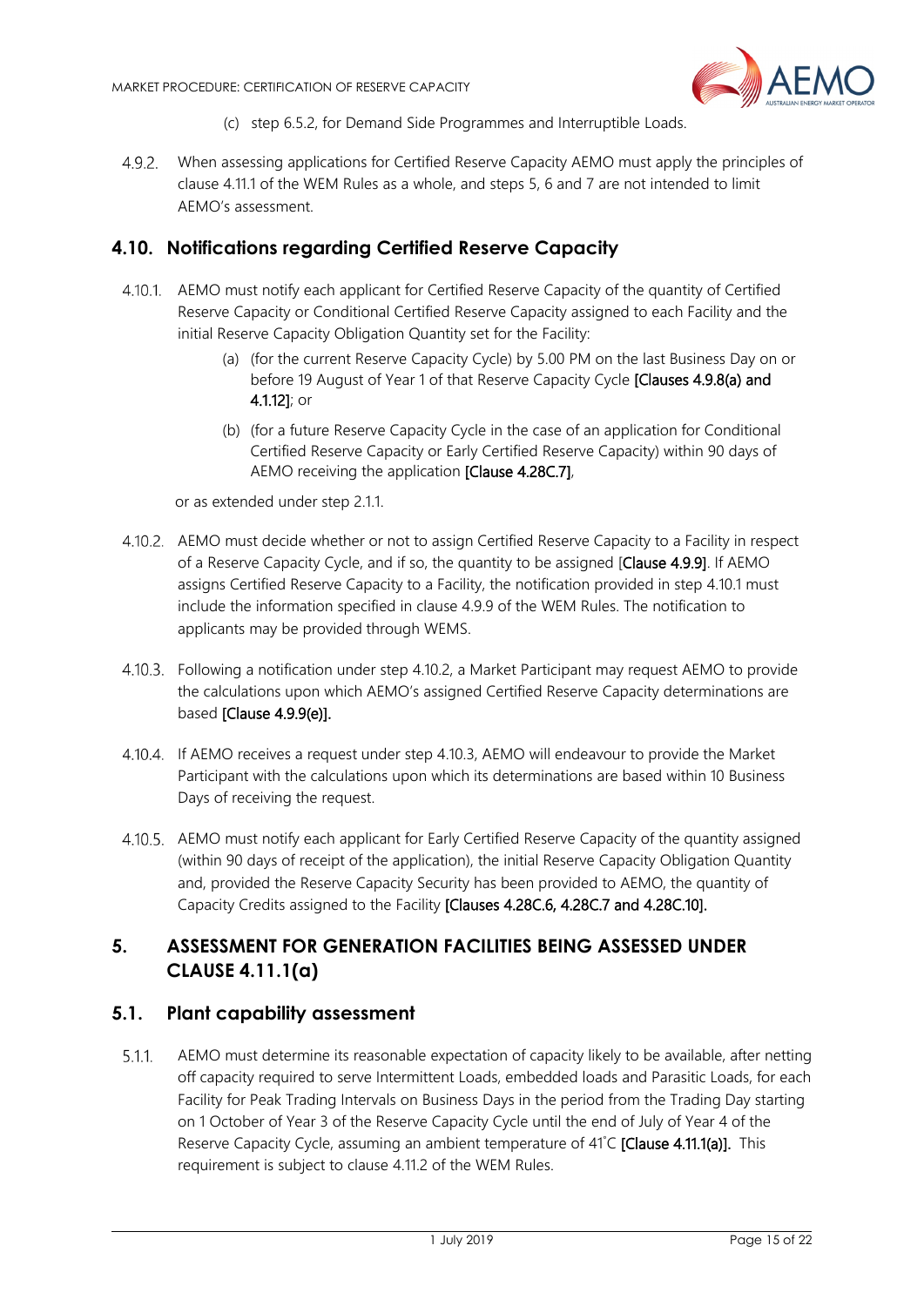(c) step 6.5.2, for Demand Side Programmes and Interruptible Loads.

4.9.2. When assessing applications for Certified Reserve Capacity AEMO must apply the principles of clause 4.11.1 of the WEM Rules as a whole, and steps 5, 6 and 7 are not intended to limit AEMO's assessment.

## 4.10. Notifications regarding Certified Reserve Capacity

4.10.1. AEMO must notify each applicant for Certified Reserve Capacity of the quantity of Certified Reserve Capacity or Conditional Certified Reserve Capacity assigned to each Facility and the initial Reserve Capacity Obligation Quantity set for the Facility:

(a) (for the current Reserve Capacity Cycle) by 5.00 PM on the last Business Day on or before 19 August of Year 1 of that Reserve Capacity Cycle **[Clauses 4.9.8(a) and 4.1.12]**; or

(b) (for a future Reserve Capacity Cycle in the case of an application for Conditional Certified Reserve Capacity or Early Certified Reserve Capacity) within 90 days of AEMO receiving the application **[Clause 4.28C.7]**,

or as extended under step 2.1.1.

4.10.2. AEMO must decide whether or not to assign Certified Reserve Capacity to a Facility in respect of a Reserve Capacity Cycle, and if so, the quantity to be assigned [**Clause 4.9.9**]. If AEMO assigns Certified Reserve Capacity to a Facility, the notification provided in step 4.10.1 must include the information specified in clause 4.9.9 of the WEM Rules. The notification to applicants may be provided through WEMS.

4.10.3. Following a notification under step 4.10.2, a Market Participant may request AEMO to provide the calculations upon which AEMO's assigned Certified Reserve Capacity determinations are based **[Clause 4.9.9(e)].**

4.10.4. If AEMO receives a request under step 4.10.3, AEMO will endeavour to provide the Market Participant with the calculations upon which its determinations are based within 10 Business Days of receiving the request.

4.10.5. AEMO must notify each applicant for Early Certified Reserve Capacity of the quantity assigned (within 90 days of receipt of the application), the initial Reserve Capacity Obligation Quantity and, provided the Reserve Capacity Security has been provided to AEMO, the quantity of Capacity Credits assigned to the Facility **[Clauses 4.28C.6, 4.28C.7 and 4.28C.10].**

# 5. ASSESSMENT FOR GENERATION FACILITIES BEING ASSESSED UNDER CLAUSE 4.11.1(a)

## 5.1. Plant capability assessment

5.1.1. AEMO must determine its reasonable expectation of capacity likely to be available, after netting off capacity required to serve Intermittent Loads, embedded loads and Parasitic Loads, for each Facility for Peak Trading Intervals on Business Days in the period from the Trading Day starting on 1 October of Year 3 of the Reserve Capacity Cycle until the end of July of Year 4 of the Reserve Capacity Cycle, assuming an ambient temperature of 41˚C **[Clause 4.11.1(a)].** This requirement is subject to clause 4.11.2 of the WEM Rules.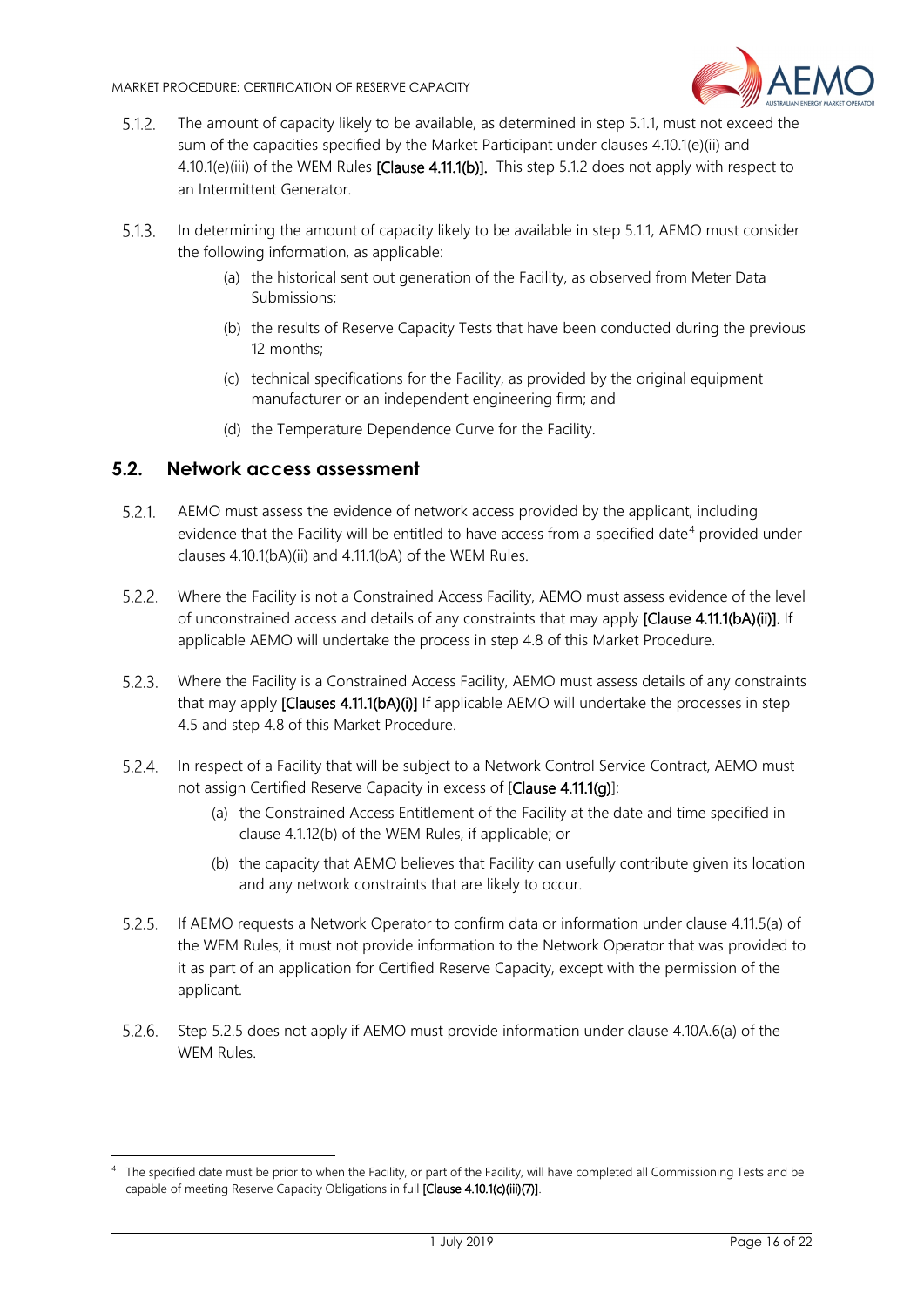5.1.2. The amount of capacity likely to be available, as determined in step 5.1.1, must not exceed the sum of the capacities specified by the Market Participant under clauses 4.10.1(e)(ii) and 4.10.1(e)(iii) of the WEM Rules **[Clause 4.11.1(b)].** This step 5.1.2 does not apply with respect to an Intermittent Generator.

5.1.3. In determining the amount of capacity likely to be available in step 5.1.1, AEMO must consider the following information, as applicable:

(a) the historical sent out generation of the Facility, as observed from Meter Data Submissions;

(b) the results of Reserve Capacity Tests that have been conducted during the previous 12 months;

(c) technical specifications for the Facility, as provided by the original equipment manufacturer or an independent engineering firm; and

(d) the Temperature Dependence Curve for the Facility.

## 5.2. Network access assessment

5.2.1. AEMO must assess the evidence of network access provided by the applicant, including evidence that the Facility will be entitled to have access from a specified date[4] provided under clauses 4.10.1(bA)(ii) and 4.11.1(bA) of the WEM Rules.

5.2.2. Where the Facility is not a Constrained Access Facility, AEMO must assess evidence of the level of unconstrained access and details of any constraints that may apply **[Clause 4.11.1(bA)(ii)].** If applicable AEMO will undertake the process in step 4.8 of this Market Procedure.

5.2.3. Where the Facility is a Constrained Access Facility, AEMO must assess details of any constraints that may apply **[Clauses 4.11.1(bA)(i)]** If applicable AEMO will undertake the processes in step 4.5 and step 4.8 of this Market Procedure.

5.2.4. In respect of a Facility that will be subject to a Network Control Service Contract, AEMO must not assign Certified Reserve Capacity in excess of [**Clause 4.11.1(g)**]:

(a) the Constrained Access Entitlement of the Facility at the date and time specified in clause 4.1.12(b) of the WEM Rules, if applicable; or

(b) the capacity that AEMO believes that Facility can usefully contribute given its location and any network constraints that are likely to occur.

5.2.5. If AEMO requests a Network Operator to confirm data or information under clause 4.11.5(a) of the WEM Rules, it must not provide information to the Network Operator that was provided to it as part of an application for Certified Reserve Capacity, except with the permission of the applicant.

5.2.6. Step 5.2.5 does not apply if AEMO must provide information under clause 4.10A.6(a) of the WEM Rules.

---

[4] The specified date must be prior to when the Facility, or part of the Facility, will have completed all Commissioning Tests and be capable of meeting Reserve Capacity Obligations in full **[Clause 4.10.1(c)(iii)(7)]**.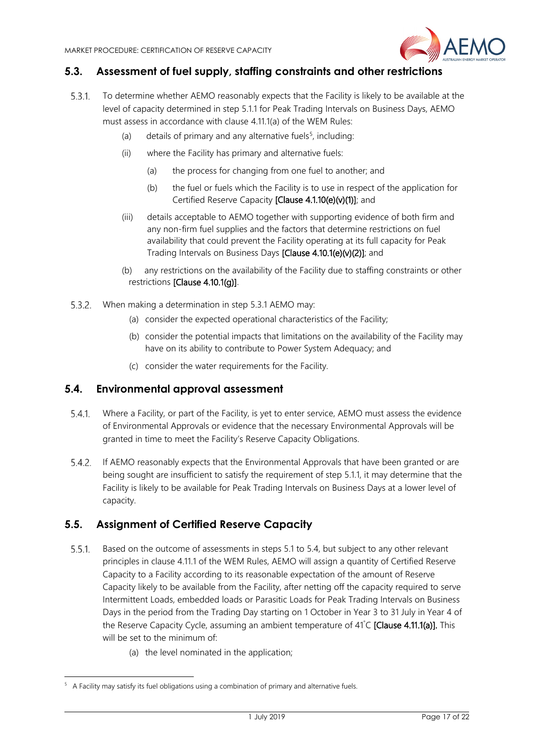## 5.3. Assessment of fuel supply, staffing constraints and other restrictions

5.3.1. To determine whether AEMO reasonably expects that the Facility is likely to be available at the level of capacity determined in step 5.1.1 for Peak Trading Intervals on Business Days, AEMO must assess in accordance with clause 4.11.1(a) of the WEM Rules:

(a) details of primary and any alternative fuels[5], including:

(ii) where the Facility has primary and alternative fuels:

(a) the process for changing from one fuel to another; and

(b) the fuel or fuels which the Facility is to use in respect of the application for Certified Reserve Capacity **[Clause 4.1.10(e)(v)(1)]**; and

(iii) details acceptable to AEMO together with supporting evidence of both firm and any non-firm fuel supplies and the factors that determine restrictions on fuel availability that could prevent the Facility operating at its full capacity for Peak Trading Intervals on Business Days **[Clause 4.10.1(e)(v)(2)]**; and

(b) any restrictions on the availability of the Facility due to staffing constraints or other restrictions **[Clause 4.10.1(g)]**.

5.3.2. When making a determination in step 5.3.1 AEMO may:

(a) consider the expected operational characteristics of the Facility;

(b) consider the potential impacts that limitations on the availability of the Facility may have on its ability to contribute to Power System Adequacy; and

(c) consider the water requirements for the Facility.

## 5.4. Environmental approval assessment

5.4.1. Where a Facility, or part of the Facility, is yet to enter service, AEMO must assess the evidence of Environmental Approvals or evidence that the necessary Environmental Approvals will be granted in time to meet the Facility's Reserve Capacity Obligations.

5.4.2. If AEMO reasonably expects that the Environmental Approvals that have been granted or are being sought are insufficient to satisfy the requirement of step 5.1.1, it may determine that the Facility is likely to be available for Peak Trading Intervals on Business Days at a lower level of capacity.

## 5.5. Assignment of Certified Reserve Capacity

5.5.1. Based on the outcome of assessments in steps 5.1 to 5.4, but subject to any other relevant principles in clause 4.11.1 of the WEM Rules, AEMO will assign a quantity of Certified Reserve Capacity to a Facility according to its reasonable expectation of the amount of Reserve Capacity likely to be available from the Facility, after netting off the capacity required to serve Intermittent Loads, embedded loads or Parasitic Loads for Peak Trading Intervals on Business Days in the period from the Trading Day starting on 1 October in Year 3 to 31 July in Year 4 of the Reserve Capacity Cycle, assuming an ambient temperature of 41°C **[Clause 4.11.1(a)]**. This will be set to the minimum of:

(a) the level nominated in the application;

[5] A Facility may satisfy its fuel obligations using a combination of primary and alternative fuels.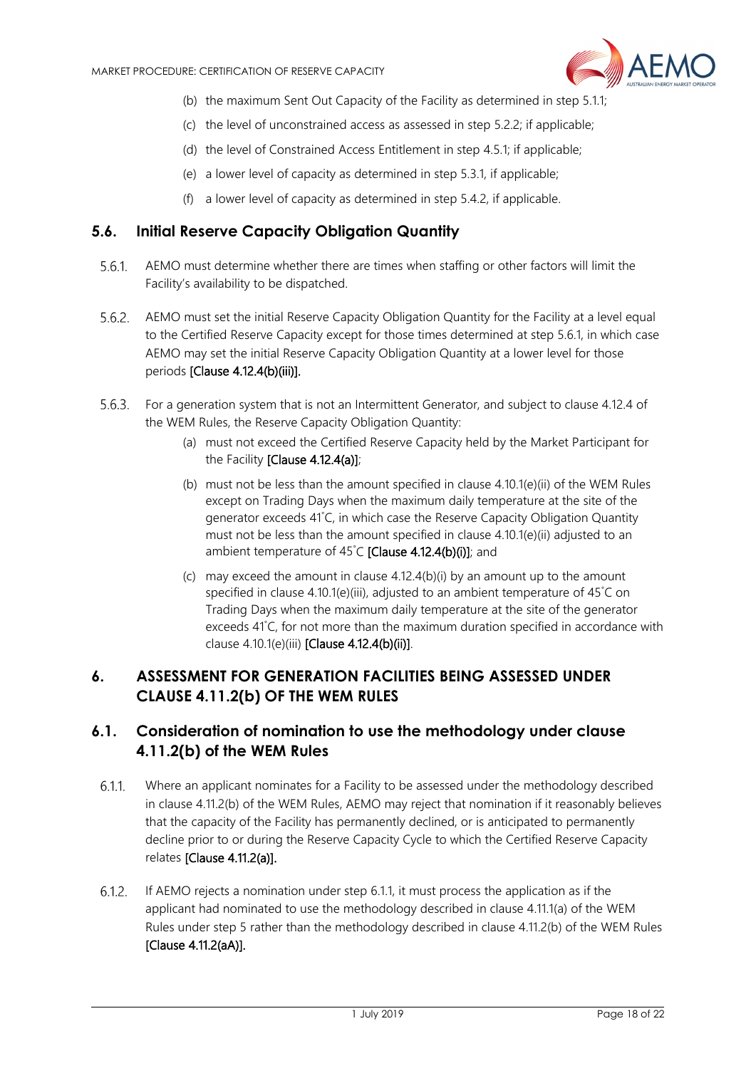(b) the maximum Sent Out Capacity of the Facility as determined in step 5.1.1;

(c) the level of unconstrained access as assessed in step 5.2.2; if applicable;

(d) the level of Constrained Access Entitlement in step 4.5.1; if applicable;

(e) a lower level of capacity as determined in step 5.3.1, if applicable;

(f) a lower level of capacity as determined in step 5.4.2, if applicable.

## 5.6. Initial Reserve Capacity Obligation Quantity

5.6.1. AEMO must determine whether there are times when staffing or other factors will limit the Facility's availability to be dispatched.

5.6.2. AEMO must set the initial Reserve Capacity Obligation Quantity for the Facility at a level equal to the Certified Reserve Capacity except for those times determined at step 5.6.1, in which case AEMO may set the initial Reserve Capacity Obligation Quantity at a lower level for those periods [Clause 4.12.4(b)(iii)].

5.6.3. For a generation system that is not an Intermittent Generator, and subject to clause 4.12.4 of the WEM Rules, the Reserve Capacity Obligation Quantity:

(a) must not exceed the Certified Reserve Capacity held by the Market Participant for the Facility [Clause 4.12.4(a)];

(b) must not be less than the amount specified in clause 4.10.1(e)(ii) of the WEM Rules except on Trading Days when the maximum daily temperature at the site of the generator exceeds 41˚C, in which case the Reserve Capacity Obligation Quantity must not be less than the amount specified in clause 4.10.1(e)(ii) adjusted to an ambient temperature of 45˚C [Clause 4.12.4(b)(i)]; and

(c) may exceed the amount in clause 4.12.4(b)(i) by an amount up to the amount specified in clause 4.10.1(e)(iii), adjusted to an ambient temperature of 45˚C on Trading Days when the maximum daily temperature at the site of the generator exceeds 41˚C, for not more than the maximum duration specified in accordance with clause 4.10.1(e)(iii) [Clause 4.12.4(b)(ii)].

# 6. ASSESSMENT FOR GENERATION FACILITIES BEING ASSESSED UNDER CLAUSE 4.11.2(b) OF THE WEM RULES

## 6.1. Consideration of nomination to use the methodology under clause 4.11.2(b) of the WEM Rules

6.1.1. Where an applicant nominates for a Facility to be assessed under the methodology described in clause 4.11.2(b) of the WEM Rules, AEMO may reject that nomination if it reasonably believes that the capacity of the Facility has permanently declined, or is anticipated to permanently decline prior to or during the Reserve Capacity Cycle to which the Certified Reserve Capacity relates [Clause 4.11.2(a)].

6.1.2. If AEMO rejects a nomination under step 6.1.1, it must process the application as if the applicant had nominated to use the methodology described in clause 4.11.1(a) of the WEM Rules under step 5 rather than the methodology described in clause 4.11.2(b) of the WEM Rules [Clause 4.11.2(aA)].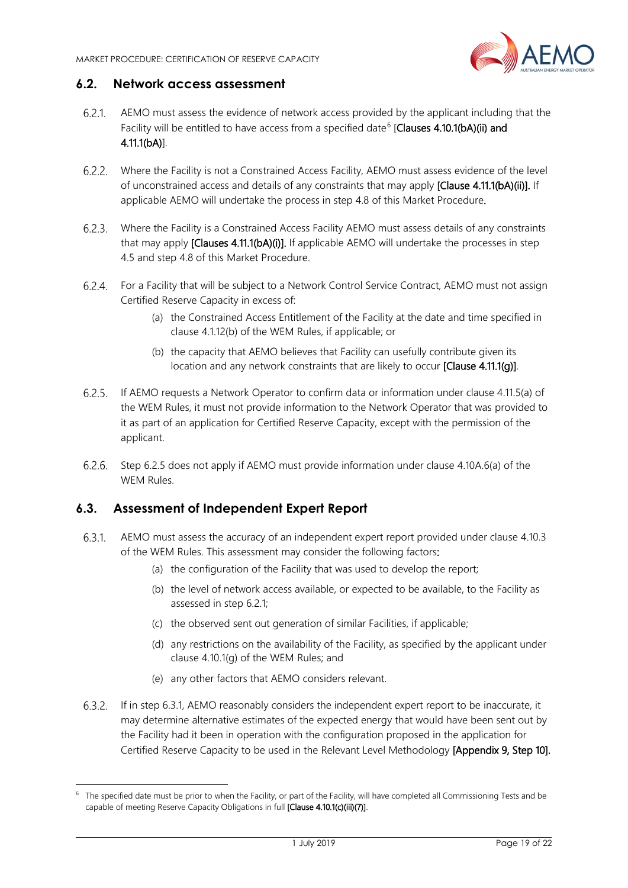## 6.2. Network access assessment

6.2.1. AEMO must assess the evidence of network access provided by the applicant including that the Facility will be entitled to have access from a specified date[6] [**Clauses 4.10.1(bA)(ii) and 4.11.1(bA)**].

6.2.2. Where the Facility is not a Constrained Access Facility, AEMO must assess evidence of the level of unconstrained access and details of any constraints that may apply **[Clause 4.11.1(bA)(ii)].** If applicable AEMO will undertake the process in step 4.8 of this Market Procedure.

6.2.3. Where the Facility is a Constrained Access Facility AEMO must assess details of any constraints that may apply **[Clauses 4.11.1(bA)(i)].** If applicable AEMO will undertake the processes in step 4.5 and step 4.8 of this Market Procedure.

6.2.4. For a Facility that will be subject to a Network Control Service Contract, AEMO must not assign Certified Reserve Capacity in excess of:

(a) the Constrained Access Entitlement of the Facility at the date and time specified in clause 4.1.12(b) of the WEM Rules, if applicable; or

(b) the capacity that AEMO believes that Facility can usefully contribute given its location and any network constraints that are likely to occur **[Clause 4.11.1(g)]**.

6.2.5. If AEMO requests a Network Operator to confirm data or information under clause 4.11.5(a) of the WEM Rules, it must not provide information to the Network Operator that was provided to it as part of an application for Certified Reserve Capacity, except with the permission of the applicant.

6.2.6. Step 6.2.5 does not apply if AEMO must provide information under clause 4.10A.6(a) of the WEM Rules.

## 6.3. Assessment of Independent Expert Report

6.3.1. AEMO must assess the accuracy of an independent expert report provided under clause 4.10.3 of the WEM Rules. This assessment may consider the following factors:

(a) the configuration of the Facility that was used to develop the report;

(b) the level of network access available, or expected to be available, to the Facility as assessed in step 6.2.1;

(c) the observed sent out generation of similar Facilities, if applicable;

(d) any restrictions on the availability of the Facility, as specified by the applicant under clause 4.10.1(g) of the WEM Rules; and

(e) any other factors that AEMO considers relevant.

6.3.2. If in step 6.3.1, AEMO reasonably considers the independent expert report to be inaccurate, it may determine alternative estimates of the expected energy that would have been sent out by the Facility had it been in operation with the configuration proposed in the application for Certified Reserve Capacity to be used in the Relevant Level Methodology **[Appendix 9, Step 10].**

---

[6] The specified date must be prior to when the Facility, or part of the Facility, will have completed all Commissioning Tests and be capable of meeting Reserve Capacity Obligations in full **[Clause 4.10.1(c)(iii)(7)]**.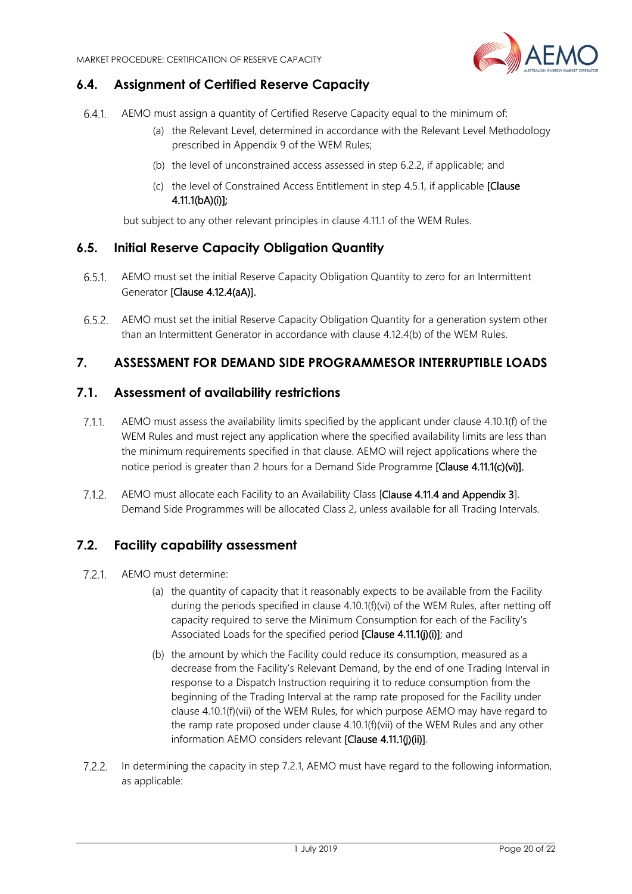### 6.4. Assignment of Certified Reserve Capacity

6.4.1. AEMO must assign a quantity of Certified Reserve Capacity equal to the minimum of:

(a) the Relevant Level, determined in accordance with the Relevant Level Methodology prescribed in Appendix 9 of the WEM Rules;

(b) the level of unconstrained access assessed in step 6.2.2, if applicable; and

(c) the level of Constrained Access Entitlement in step 4.5.1, if applicable [Clause 4.11.1(bA)(i)];

but subject to any other relevant principles in clause 4.11.1 of the WEM Rules.

### 6.5. Initial Reserve Capacity Obligation Quantity

6.5.1. AEMO must set the initial Reserve Capacity Obligation Quantity to zero for an Intermittent Generator [Clause 4.12.4(aA)].

6.5.2. AEMO must set the initial Reserve Capacity Obligation Quantity for a generation system other than an Intermittent Generator in accordance with clause 4.12.4(b) of the WEM Rules.

## 7. ASSESSMENT FOR DEMAND SIDE PROGRAMMESOR INTERRUPTIBLE LOADS

### 7.1. Assessment of availability restrictions

7.1.1. AEMO must assess the availability limits specified by the applicant under clause 4.10.1(f) of the WEM Rules and must reject any application where the specified availability limits are less than the minimum requirements specified in that clause. AEMO will reject applications where the notice period is greater than 2 hours for a Demand Side Programme [Clause 4.11.1(c)(vi)].

7.1.2. AEMO must allocate each Facility to an Availability Class [Clause 4.11.4 and Appendix 3]. Demand Side Programmes will be allocated Class 2, unless available for all Trading Intervals.

### 7.2. Facility capability assessment

7.2.1. AEMO must determine:

(a) the quantity of capacity that it reasonably expects to be available from the Facility during the periods specified in clause 4.10.1(f)(vi) of the WEM Rules, after netting off capacity required to serve the Minimum Consumption for each of the Facility's Associated Loads for the specified period [Clause 4.11.1(j)(i)]; and

(b) the amount by which the Facility could reduce its consumption, measured as a decrease from the Facility's Relevant Demand, by the end of one Trading Interval in response to a Dispatch Instruction requiring it to reduce consumption from the beginning of the Trading Interval at the ramp rate proposed for the Facility under clause 4.10.1(f)(vii) of the WEM Rules, for which purpose AEMO may have regard to the ramp rate proposed under clause 4.10.1(f)(vii) of the WEM Rules and any other information AEMO considers relevant [Clause 4.11.1(j)(ii)].

7.2.2. In determining the capacity in step 7.2.1, AEMO must have regard to the following information, as applicable: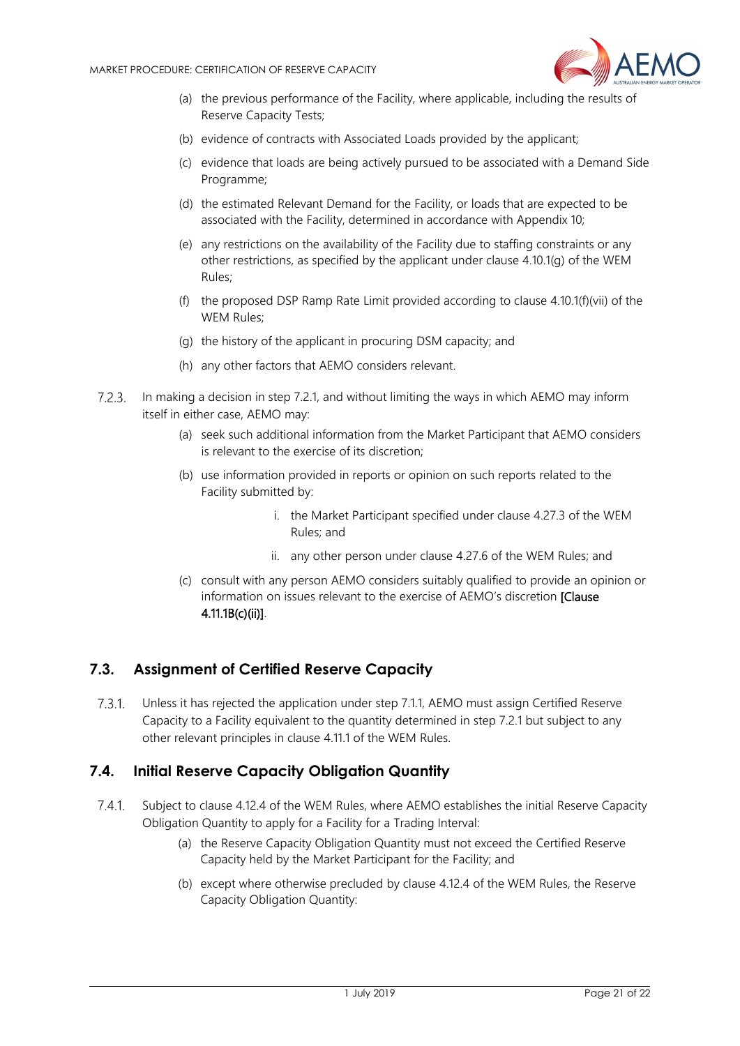(a) the previous performance of the Facility, where applicable, including the results of Reserve Capacity Tests;

(b) evidence of contracts with Associated Loads provided by the applicant;

(c) evidence that loads are being actively pursued to be associated with a Demand Side Programme;

(d) the estimated Relevant Demand for the Facility, or loads that are expected to be associated with the Facility, determined in accordance with Appendix 10;

(e) any restrictions on the availability of the Facility due to staffing constraints or any other restrictions, as specified by the applicant under clause 4.10.1(g) of the WEM Rules;

(f) the proposed DSP Ramp Rate Limit provided according to clause 4.10.1(f)(vii) of the WEM Rules;

(g) the history of the applicant in procuring DSM capacity; and

(h) any other factors that AEMO considers relevant.

7.2.3. In making a decision in step 7.2.1, and without limiting the ways in which AEMO may inform itself in either case, AEMO may:

(a) seek such additional information from the Market Participant that AEMO considers is relevant to the exercise of its discretion;

(b) use information provided in reports or opinion on such reports related to the Facility submitted by:

i. the Market Participant specified under clause 4.27.3 of the WEM Rules; and

ii. any other person under clause 4.27.6 of the WEM Rules; and

(c) consult with any person AEMO considers suitably qualified to provide an opinion or information on issues relevant to the exercise of AEMO's discretion **[Clause 4.11.1B(c)(ii)]**.

## 7.3. Assignment of Certified Reserve Capacity

7.3.1. Unless it has rejected the application under step 7.1.1, AEMO must assign Certified Reserve Capacity to a Facility equivalent to the quantity determined in step 7.2.1 but subject to any other relevant principles in clause 4.11.1 of the WEM Rules.

## 7.4. Initial Reserve Capacity Obligation Quantity

7.4.1. Subject to clause 4.12.4 of the WEM Rules, where AEMO establishes the initial Reserve Capacity Obligation Quantity to apply for a Facility for a Trading Interval:

(a) the Reserve Capacity Obligation Quantity must not exceed the Certified Reserve Capacity held by the Market Participant for the Facility; and

(b) except where otherwise precluded by clause 4.12.4 of the WEM Rules, the Reserve Capacity Obligation Quantity: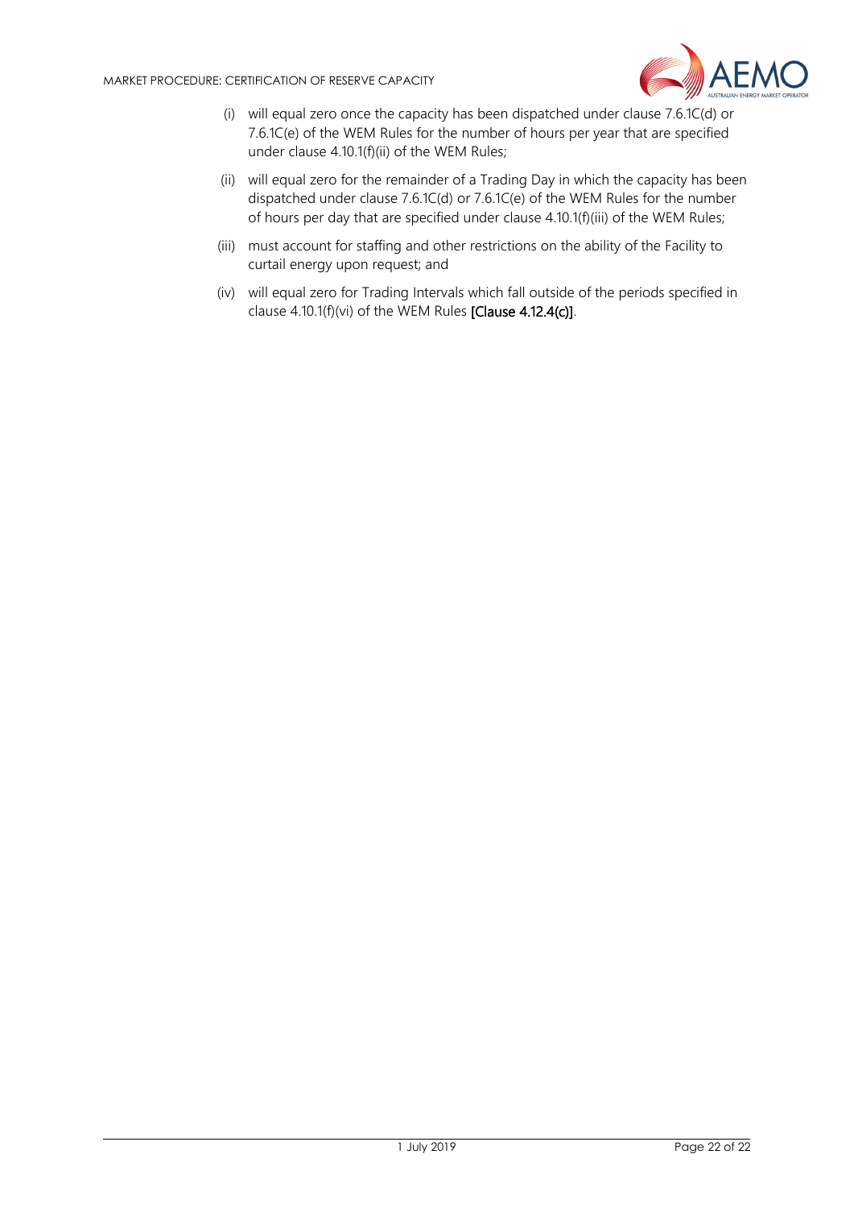(i) will equal zero once the capacity has been dispatched under clause 7.6.1C(d) or 7.6.1C(e) of the WEM Rules for the number of hours per year that are specified under clause 4.10.1(f)(ii) of the WEM Rules;

(ii) will equal zero for the remainder of a Trading Day in which the capacity has been dispatched under clause 7.6.1C(d) or 7.6.1C(e) of the WEM Rules for the number of hours per day that are specified under clause 4.10.1(f)(iii) of the WEM Rules;

(iii) must account for staffing and other restrictions on the ability of the Facility to curtail energy upon request; and

(iv) will equal zero for Trading Intervals which fall outside of the periods specified in clause 4.10.1(f)(vi) of the WEM Rules **[Clause 4.12.4(c)]**.